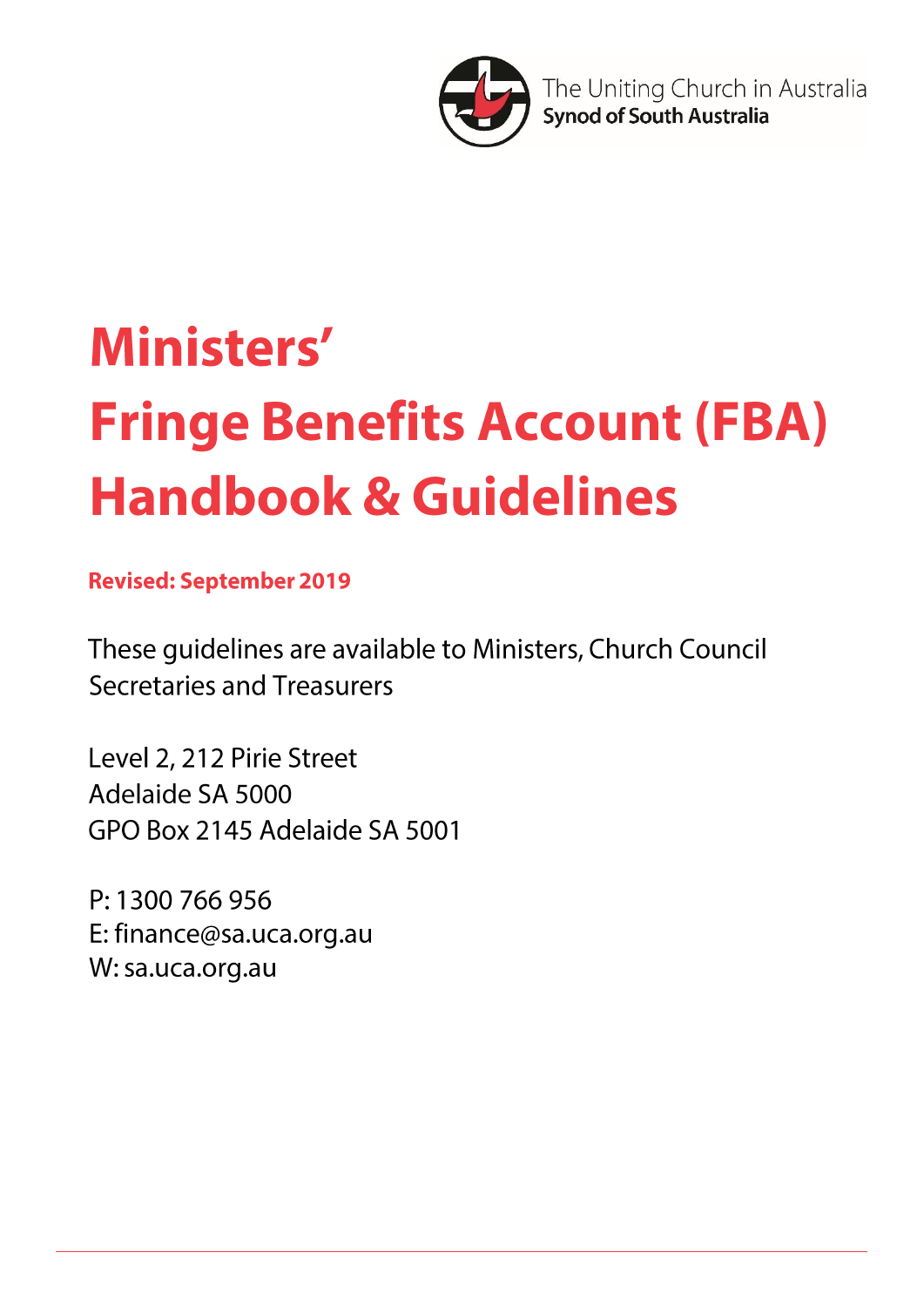The Uniting Church in Australia
**Synod of South Australia**

# Ministers' Fringe Benefits Account (FBA) Handbook & Guidelines

**Revised: September 2019**

These guidelines are available to Ministers, Church Council Secretaries and Treasurers

Level 2, 212 Pirie Street
Adelaide SA 5000
GPO Box 2145 Adelaide SA 5001

P: 1300 766 956
E: finance@sa.uca.org.au
W: sa.uca.org.au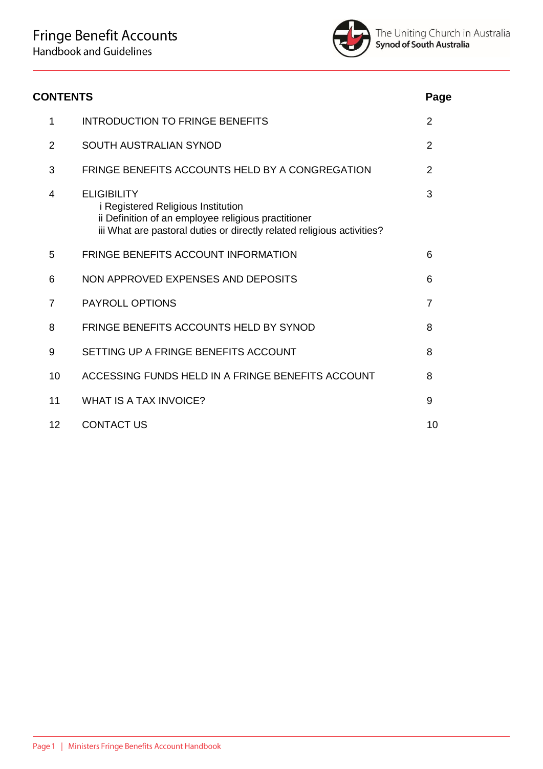# Fringe Benefit Accounts

Handbook and Guidelines

The Uniting Church in Australia
**Synod of South Australia**

| **CONTENTS** | | **Page** |
|---|---|---|
| 1 | INTRODUCTION TO FRINGE BENEFITS | 2 |
| 2 | SOUTH AUSTRALIAN SYNOD | 2 |
| 3 | FRINGE BENEFITS ACCOUNTS HELD BY A CONGREGATION | 2 |
| 4 | ELIGIBILITY<br>i Registered Religious Institution<br>ii Definition of an employee religious practitioner<br>iii What are pastoral duties or directly related religious activities? | 3 |
| 5 | FRINGE BENEFITS ACCOUNT INFORMATION | 6 |
| 6 | NON APPROVED EXPENSES AND DEPOSITS | 6 |
| 7 | PAYROLL OPTIONS | 7 |
| 8 | FRINGE BENEFITS ACCOUNTS HELD BY SYNOD | 8 |
| 9 | SETTING UP A FRINGE BENEFITS ACCOUNT | 8 |
| 10 | ACCESSING FUNDS HELD IN A FRINGE BENEFITS ACCOUNT | 8 |
| 11 | WHAT IS A TAX INVOICE? | 9 |
| 12 | CONTACT US | 10 |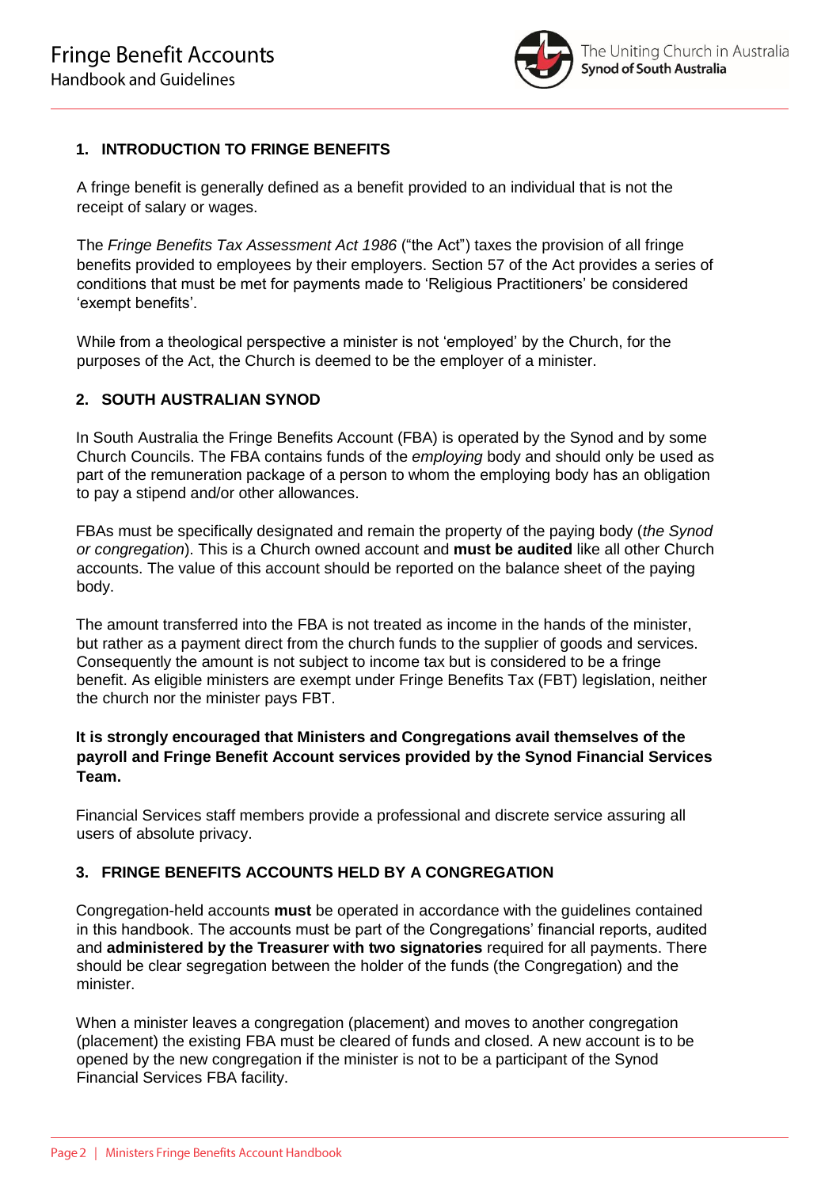## 1. INTRODUCTION TO FRINGE BENEFITS

A fringe benefit is generally defined as a benefit provided to an individual that is not the receipt of salary or wages.

The *Fringe Benefits Tax Assessment Act 1986* ("the Act") taxes the provision of all fringe benefits provided to employees by their employers. Section 57 of the Act provides a series of conditions that must be met for payments made to 'Religious Practitioners' be considered 'exempt benefits'.

While from a theological perspective a minister is not 'employed' by the Church, for the purposes of the Act, the Church is deemed to be the employer of a minister.

## 2. SOUTH AUSTRALIAN SYNOD

In South Australia the Fringe Benefits Account (FBA) is operated by the Synod and by some Church Councils. The FBA contains funds of the *employing* body and should only be used as part of the remuneration package of a person to whom the employing body has an obligation to pay a stipend and/or other allowances.

FBAs must be specifically designated and remain the property of the paying body (*the Synod or congregation*). This is a Church owned account and **must be audited** like all other Church accounts. The value of this account should be reported on the balance sheet of the paying body.

The amount transferred into the FBA is not treated as income in the hands of the minister, but rather as a payment direct from the church funds to the supplier of goods and services. Consequently the amount is not subject to income tax but is considered to be a fringe benefit. As eligible ministers are exempt under Fringe Benefits Tax (FBT) legislation, neither the church nor the minister pays FBT.

**It is strongly encouraged that Ministers and Congregations avail themselves of the payroll and Fringe Benefit Account services provided by the Synod Financial Services Team.**

Financial Services staff members provide a professional and discrete service assuring all users of absolute privacy.

## 3. FRINGE BENEFITS ACCOUNTS HELD BY A CONGREGATION

Congregation-held accounts **must** be operated in accordance with the guidelines contained in this handbook. The accounts must be part of the Congregations' financial reports, audited and **administered by the Treasurer with two signatories** required for all payments. There should be clear segregation between the holder of the funds (the Congregation) and the minister.

When a minister leaves a congregation (placement) and moves to another congregation (placement) the existing FBA must be cleared of funds and closed. A new account is to be opened by the new congregation if the minister is not to be a participant of the Synod Financial Services FBA facility.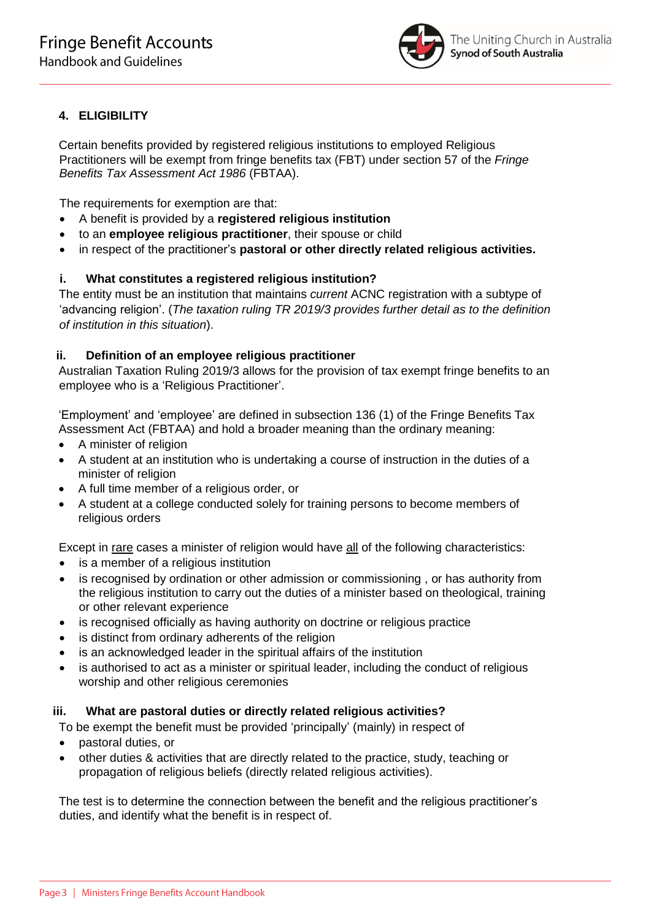## 4. ELIGIBILITY

Certain benefits provided by registered religious institutions to employed Religious Practitioners will be exempt from fringe benefits tax (FBT) under section 57 of the *Fringe Benefits Tax Assessment Act 1986* (FBTAA).

The requirements for exemption are that:

- A benefit is provided by a **registered religious institution**
- to an **employee religious practitioner**, their spouse or child
- in respect of the practitioner's **pastoral or other directly related religious activities.**

### i. What constitutes a registered religious institution?

The entity must be an institution that maintains *current* ACNC registration with a subtype of 'advancing religion'. (*The taxation ruling TR 2019/3 provides further detail as to the definition of institution in this situation*).

### ii. Definition of an employee religious practitioner

Australian Taxation Ruling 2019/3 allows for the provision of tax exempt fringe benefits to an employee who is a 'Religious Practitioner'.

'Employment' and 'employee' are defined in subsection 136 (1) of the Fringe Benefits Tax Assessment Act (FBTAA) and hold a broader meaning than the ordinary meaning:

- A minister of religion
- A student at an institution who is undertaking a course of instruction in the duties of a minister of religion
- A full time member of a religious order, or
- A student at a college conducted solely for training persons to become members of religious orders

Except in <u>rare</u> cases a minister of religion would have <u>all</u> of the following characteristics:

- is a member of a religious institution
- is recognised by ordination or other admission or commissioning , or has authority from the religious institution to carry out the duties of a minister based on theological, training or other relevant experience
- is recognised officially as having authority on doctrine or religious practice
- is distinct from ordinary adherents of the religion
- is an acknowledged leader in the spiritual affairs of the institution
- is authorised to act as a minister or spiritual leader, including the conduct of religious worship and other religious ceremonies

### iii. What are pastoral duties or directly related religious activities?

To be exempt the benefit must be provided 'principally' (mainly) in respect of

- pastoral duties, or
- other duties & activities that are directly related to the practice, study, teaching or propagation of religious beliefs (directly related religious activities).

The test is to determine the connection between the benefit and the religious practitioner's duties, and identify what the benefit is in respect of.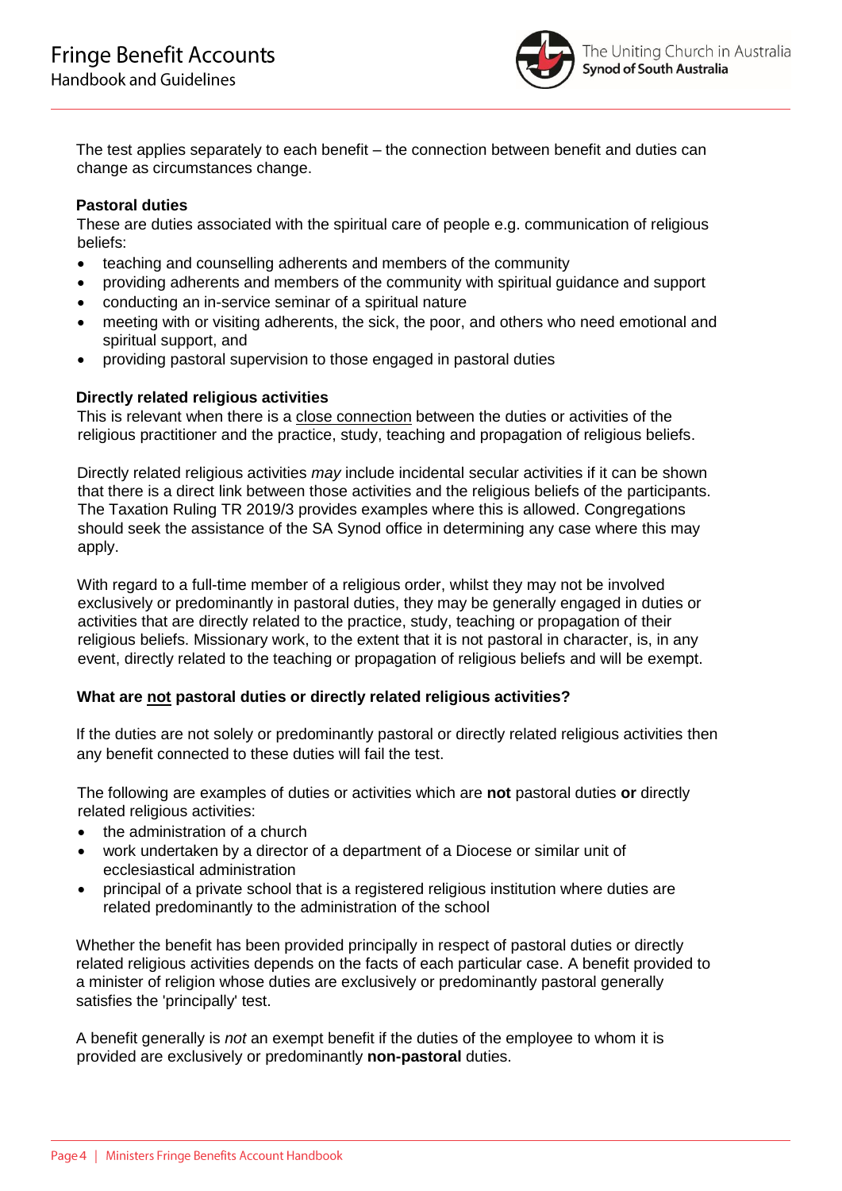The test applies separately to each benefit – the connection between benefit and duties can change as circumstances change.

**Pastoral duties**

These are duties associated with the spiritual care of people e.g. communication of religious beliefs:

- teaching and counselling adherents and members of the community
- providing adherents and members of the community with spiritual guidance and support
- conducting an in-service seminar of a spiritual nature
- meeting with or visiting adherents, the sick, the poor, and others who need emotional and spiritual support, and
- providing pastoral supervision to those engaged in pastoral duties

**Directly related religious activities**

This is relevant when there is a <u>close connection</u> between the duties or activities of the religious practitioner and the practice, study, teaching and propagation of religious beliefs.

Directly related religious activities *may* include incidental secular activities if it can be shown that there is a direct link between those activities and the religious beliefs of the participants. The Taxation Ruling TR 2019/3 provides examples where this is allowed. Congregations should seek the assistance of the SA Synod office in determining any case where this may apply.

With regard to a full-time member of a religious order, whilst they may not be involved exclusively or predominantly in pastoral duties, they may be generally engaged in duties or activities that are directly related to the practice, study, teaching or propagation of their religious beliefs. Missionary work, to the extent that it is not pastoral in character, is, in any event, directly related to the teaching or propagation of religious beliefs and will be exempt.

**What are <u>not</u> pastoral duties or directly related religious activities?**

If the duties are not solely or predominantly pastoral or directly related religious activities then any benefit connected to these duties will fail the test.

The following are examples of duties or activities which are **not** pastoral duties **or** directly related religious activities:

- the administration of a church
- work undertaken by a director of a department of a Diocese or similar unit of ecclesiastical administration
- principal of a private school that is a registered religious institution where duties are related predominantly to the administration of the school

Whether the benefit has been provided principally in respect of pastoral duties or directly related religious activities depends on the facts of each particular case. A benefit provided to a minister of religion whose duties are exclusively or predominantly pastoral generally satisfies the 'principally' test.

A benefit generally is *not* an exempt benefit if the duties of the employee to whom it is provided are exclusively or predominantly **non-pastoral** duties.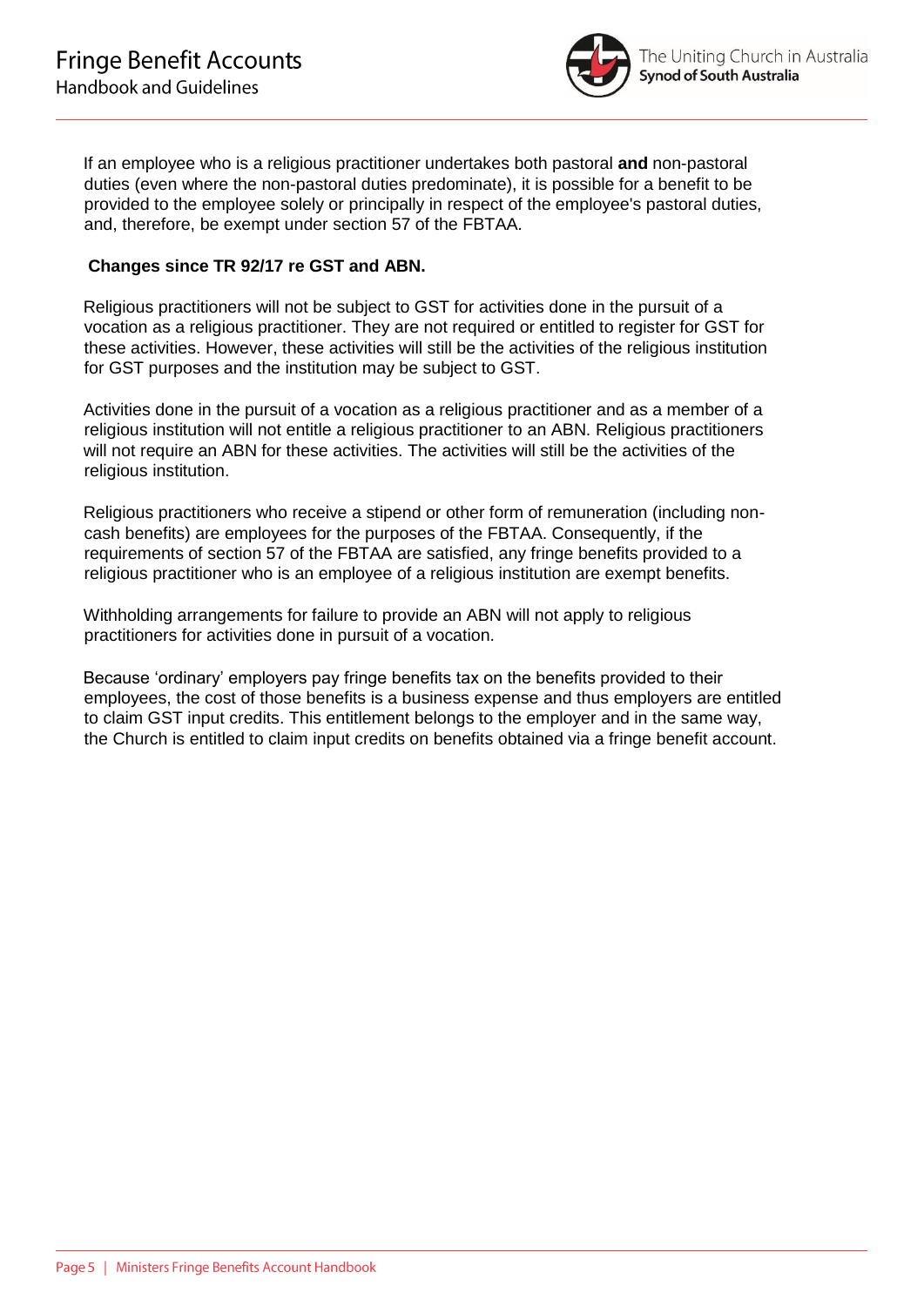If an employee who is a religious practitioner undertakes both pastoral **and** non-pastoral duties (even where the non-pastoral duties predominate), it is possible for a benefit to be provided to the employee solely or principally in respect of the employee's pastoral duties, and, therefore, be exempt under section 57 of the FBTAA.

**Changes since TR 92/17 re GST and ABN.**

Religious practitioners will not be subject to GST for activities done in the pursuit of a vocation as a religious practitioner. They are not required or entitled to register for GST for these activities. However, these activities will still be the activities of the religious institution for GST purposes and the institution may be subject to GST.

Activities done in the pursuit of a vocation as a religious practitioner and as a member of a religious institution will not entitle a religious practitioner to an ABN. Religious practitioners will not require an ABN for these activities. The activities will still be the activities of the religious institution.

Religious practitioners who receive a stipend or other form of remuneration (including non-cash benefits) are employees for the purposes of the FBTAA. Consequently, if the requirements of section 57 of the FBTAA are satisfied, any fringe benefits provided to a religious practitioner who is an employee of a religious institution are exempt benefits.

Withholding arrangements for failure to provide an ABN will not apply to religious practitioners for activities done in pursuit of a vocation.

Because 'ordinary' employers pay fringe benefits tax on the benefits provided to their employees, the cost of those benefits is a business expense and thus employers are entitled to claim GST input credits. This entitlement belongs to the employer and in the same way, the Church is entitled to claim input credits on benefits obtained via a fringe benefit account.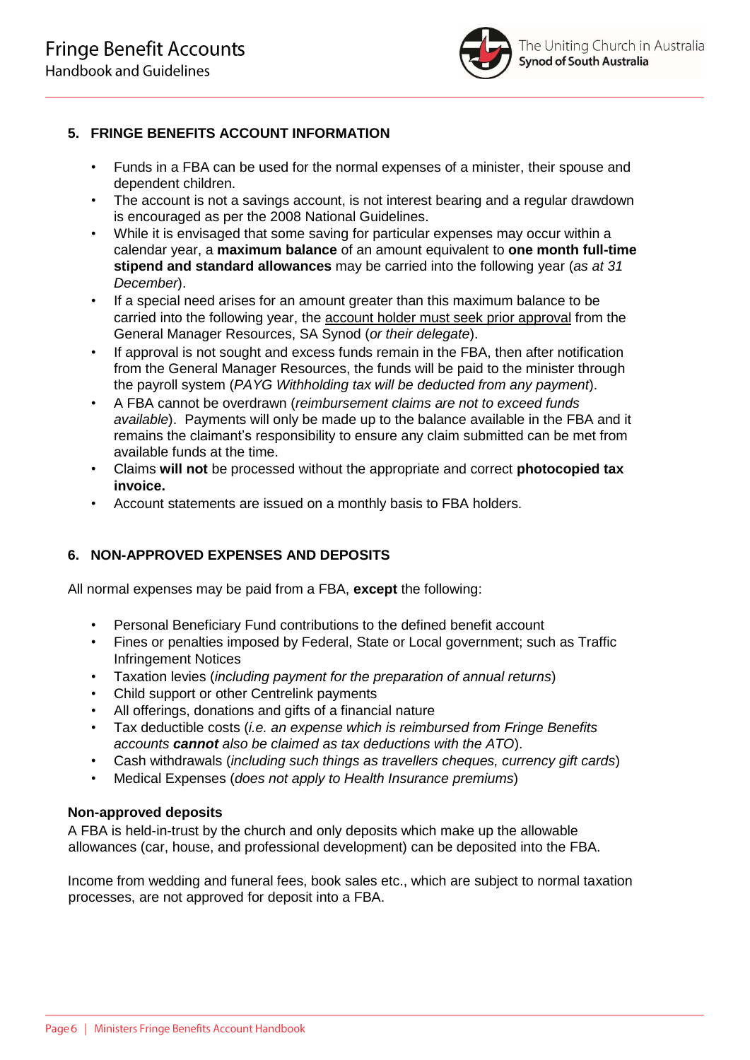## 5. FRINGE BENEFITS ACCOUNT INFORMATION

- Funds in a FBA can be used for the normal expenses of a minister, their spouse and dependent children.
- The account is not a savings account, is not interest bearing and a regular drawdown is encouraged as per the 2008 National Guidelines.
- While it is envisaged that some saving for particular expenses may occur within a calendar year, a **maximum balance** of an amount equivalent to **one month full-time stipend and standard allowances** may be carried into the following year (*as at 31 December*).
- If a special need arises for an amount greater than this maximum balance to be carried into the following year, the account holder must seek prior approval from the General Manager Resources, SA Synod (*or their delegate*).
- If approval is not sought and excess funds remain in the FBA, then after notification from the General Manager Resources, the funds will be paid to the minister through the payroll system (*PAYG Withholding tax will be deducted from any payment*).
- A FBA cannot be overdrawn (*reimbursement claims are not to exceed funds available*). Payments will only be made up to the balance available in the FBA and it remains the claimant's responsibility to ensure any claim submitted can be met from available funds at the time.
- Claims **will not** be processed without the appropriate and correct **photocopied tax invoice.**
- Account statements are issued on a monthly basis to FBA holders.

## 6. NON-APPROVED EXPENSES AND DEPOSITS

All normal expenses may be paid from a FBA, **except** the following:

- Personal Beneficiary Fund contributions to the defined benefit account
- Fines or penalties imposed by Federal, State or Local government; such as Traffic Infringement Notices
- Taxation levies (*including payment for the preparation of annual returns*)
- Child support or other Centrelink payments
- All offerings, donations and gifts of a financial nature
- Tax deductible costs (*i.e. an expense which is reimbursed from Fringe Benefits accounts **cannot** also be claimed as tax deductions with the ATO*).
- Cash withdrawals (*including such things as travellers cheques, currency gift cards*)
- Medical Expenses (*does not apply to Health Insurance premiums*)

**Non-approved deposits**

A FBA is held-in-trust by the church and only deposits which make up the allowable allowances (car, house, and professional development) can be deposited into the FBA.

Income from wedding and funeral fees, book sales etc., which are subject to normal taxation processes, are not approved for deposit into a FBA.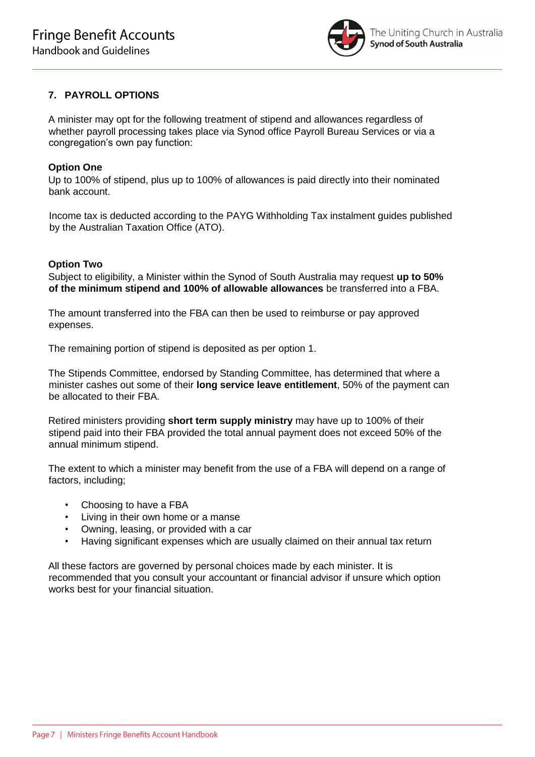## 7. PAYROLL OPTIONS

A minister may opt for the following treatment of stipend and allowances regardless of whether payroll processing takes place via Synod office Payroll Bureau Services or via a congregation's own pay function:

**Option One**

Up to 100% of stipend, plus up to 100% of allowances is paid directly into their nominated bank account.

Income tax is deducted according to the PAYG Withholding Tax instalment guides published by the Australian Taxation Office (ATO).

**Option Two**

Subject to eligibility, a Minister within the Synod of South Australia may request **up to 50% of the minimum stipend and 100% of allowable allowances** be transferred into a FBA.

The amount transferred into the FBA can then be used to reimburse or pay approved expenses.

The remaining portion of stipend is deposited as per option 1.

The Stipends Committee, endorsed by Standing Committee, has determined that where a minister cashes out some of their **long service leave entitlement**, 50% of the payment can be allocated to their FBA.

Retired ministers providing **short term supply ministry** may have up to 100% of their stipend paid into their FBA provided the total annual payment does not exceed 50% of the annual minimum stipend.

The extent to which a minister may benefit from the use of a FBA will depend on a range of factors, including;

- Choosing to have a FBA
- Living in their own home or a manse
- Owning, leasing, or provided with a car
- Having significant expenses which are usually claimed on their annual tax return

All these factors are governed by personal choices made by each minister. It is recommended that you consult your accountant or financial advisor if unsure which option works best for your financial situation.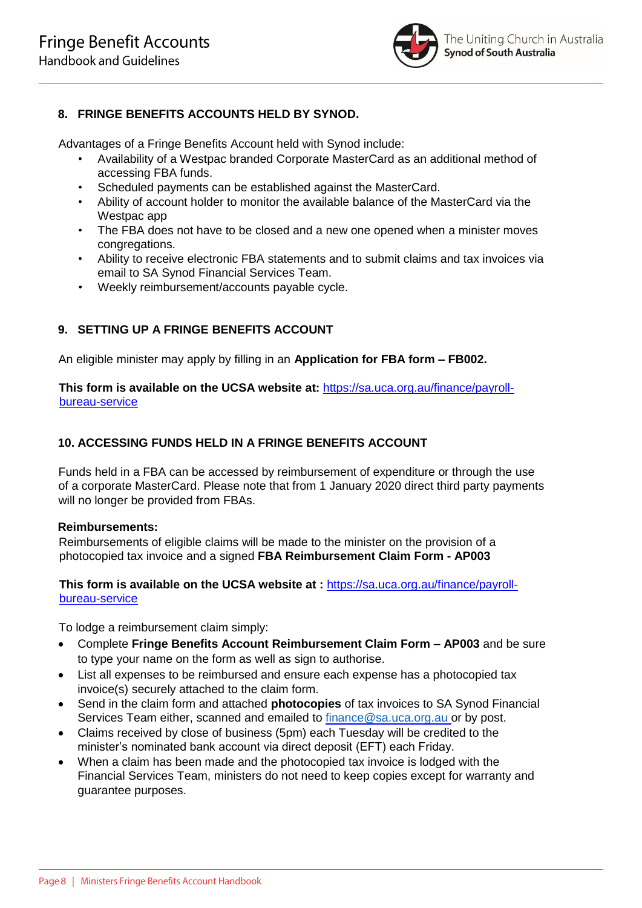## 8. FRINGE BENEFITS ACCOUNTS HELD BY SYNOD.

Advantages of a Fringe Benefits Account held with Synod include:

- Availability of a Westpac branded Corporate MasterCard as an additional method of accessing FBA funds.
- Scheduled payments can be established against the MasterCard.
- Ability of account holder to monitor the available balance of the MasterCard via the Westpac app
- The FBA does not have to be closed and a new one opened when a minister moves congregations.
- Ability to receive electronic FBA statements and to submit claims and tax invoices via email to SA Synod Financial Services Team.
- Weekly reimbursement/accounts payable cycle.

## 9. SETTING UP A FRINGE BENEFITS ACCOUNT

An eligible minister may apply by filling in an **Application for FBA form – FB002.**

**This form is available on the UCSA website at:** [https://sa.uca.org.au/finance/payroll-bureau-service](https://sa.uca.org.au/finance/payroll-bureau-service)

## 10. ACCESSING FUNDS HELD IN A FRINGE BENEFITS ACCOUNT

Funds held in a FBA can be accessed by reimbursement of expenditure or through the use of a corporate MasterCard. Please note that from 1 January 2020 direct third party payments will no longer be provided from FBAs.

**Reimbursements:**

Reimbursements of eligible claims will be made to the minister on the provision of a photocopied tax invoice and a signed **FBA Reimbursement Claim Form - AP003**

**This form is available on the UCSA website at :** [https://sa.uca.org.au/finance/payroll-bureau-service](https://sa.uca.org.au/finance/payroll-bureau-service)

To lodge a reimbursement claim simply:

- Complete **Fringe Benefits Account Reimbursement Claim Form – AP003** and be sure to type your name on the form as well as sign to authorise.
- List all expenses to be reimbursed and ensure each expense has a photocopied tax invoice(s) securely attached to the claim form.
- Send in the claim form and attached **photocopies** of tax invoices to SA Synod Financial Services Team either, scanned and emailed to [finance@sa.uca.org.au](mailto:finance@sa.uca.org.au) or by post.
- Claims received by close of business (5pm) each Tuesday will be credited to the minister's nominated bank account via direct deposit (EFT) each Friday.
- When a claim has been made and the photocopied tax invoice is lodged with the Financial Services Team, ministers do not need to keep copies except for warranty and guarantee purposes.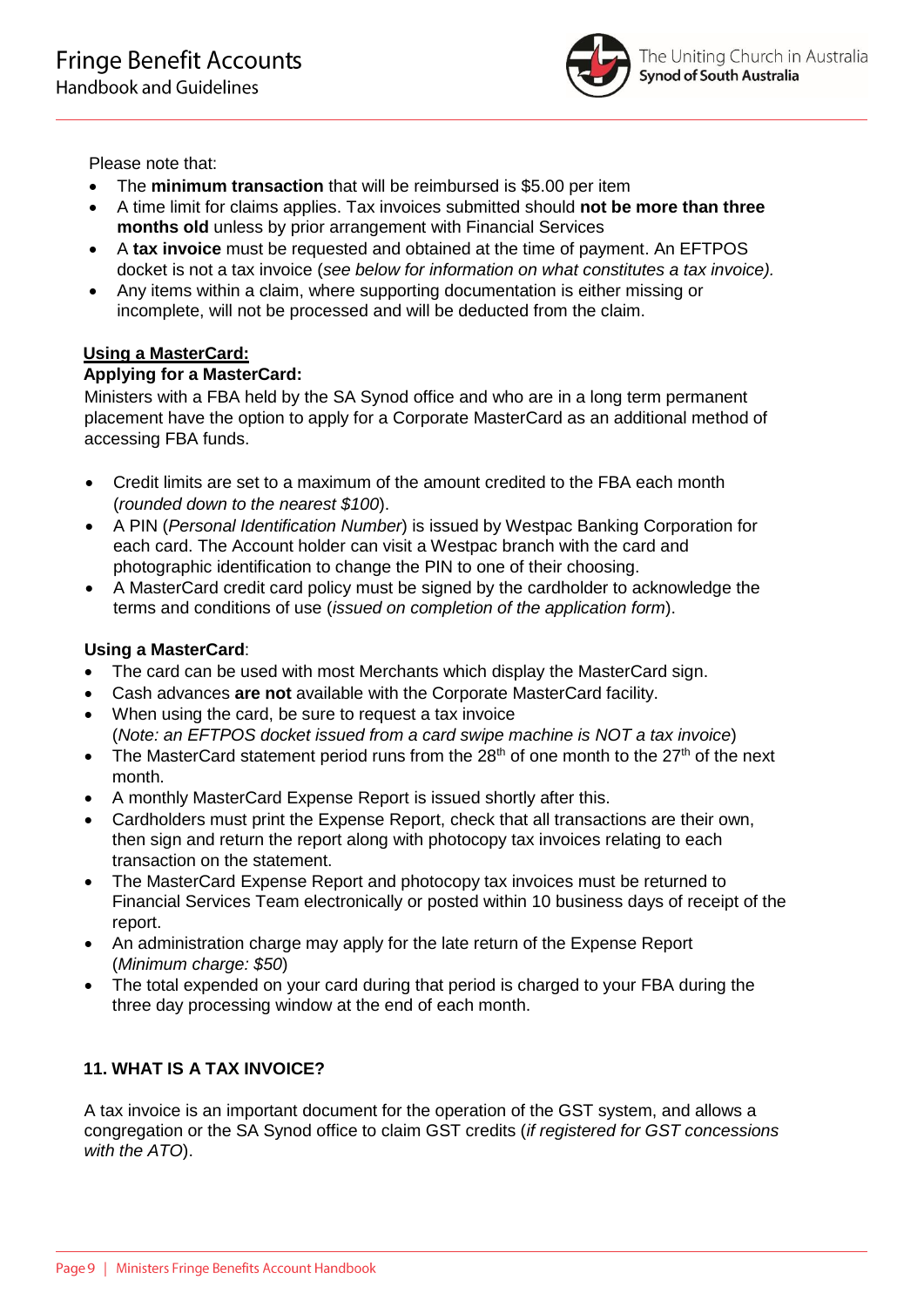Please note that:

- The **minimum transaction** that will be reimbursed is $5.00 per item
- A time limit for claims applies. Tax invoices submitted should **not be more than three months old** unless by prior arrangement with Financial Services
- A **tax invoice** must be requested and obtained at the time of payment. An EFTPOS docket is not a tax invoice (*see below for information on what constitutes a tax invoice).*
- Any items within a claim, where supporting documentation is either missing or incomplete, will not be processed and will be deducted from the claim.

**Using a MasterCard:**

**Applying for a MasterCard:**

Ministers with a FBA held by the SA Synod office and who are in a long term permanent placement have the option to apply for a Corporate MasterCard as an additional method of accessing FBA funds.

- Credit limits are set to a maximum of the amount credited to the FBA each month (*rounded down to the nearest $100*).
- A PIN (*Personal Identification Number*) is issued by Westpac Banking Corporation for each card. The Account holder can visit a Westpac branch with the card and photographic identification to change the PIN to one of their choosing.
- A MasterCard credit card policy must be signed by the cardholder to acknowledge the terms and conditions of use (*issued on completion of the application form*).

**Using a MasterCard**:

- The card can be used with most Merchants which display the MasterCard sign.
- Cash advances **are not** available with the Corporate MasterCard facility.
- When using the card, be sure to request a tax invoice (*Note: an EFTPOS docket issued from a card swipe machine is NOT a tax invoice*)
- The MasterCard statement period runs from the 28th of one month to the 27th of the next month.
- A monthly MasterCard Expense Report is issued shortly after this.
- Cardholders must print the Expense Report, check that all transactions are their own, then sign and return the report along with photocopy tax invoices relating to each transaction on the statement.
- The MasterCard Expense Report and photocopy tax invoices must be returned to Financial Services Team electronically or posted within 10 business days of receipt of the report.
- An administration charge may apply for the late return of the Expense Report (*Minimum charge: $50*)
- The total expended on your card during that period is charged to your FBA during the three day processing window at the end of each month.

## 11. WHAT IS A TAX INVOICE?

A tax invoice is an important document for the operation of the GST system, and allows a congregation or the SA Synod office to claim GST credits (*if registered for GST concessions with the ATO*).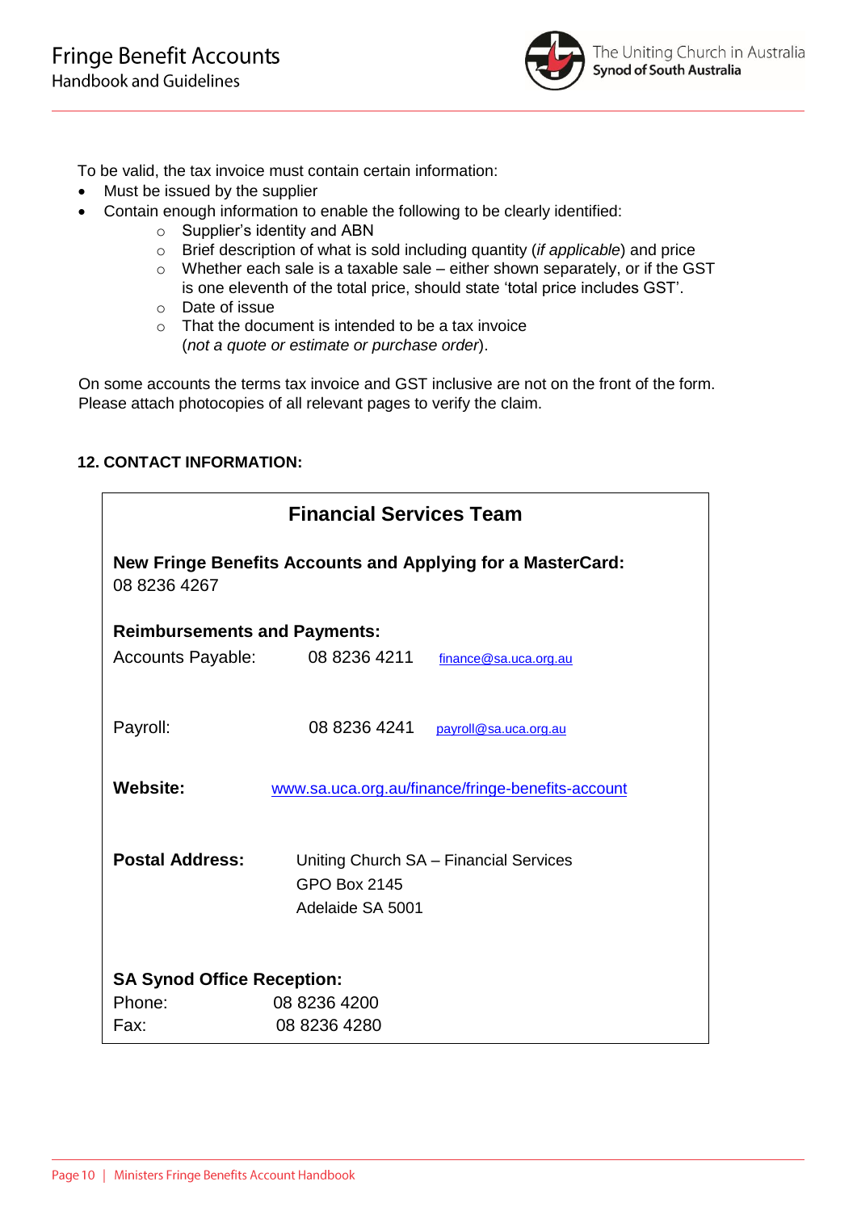To be valid, the tax invoice must contain certain information:

- Must be issued by the supplier
- Contain enough information to enable the following to be clearly identified:
    - Supplier's identity and ABN
    - Brief description of what is sold including quantity (*if applicable*) and price
    - Whether each sale is a taxable sale – either shown separately, or if the GST is one eleventh of the total price, should state 'total price includes GST'.
    - Date of issue
    - That the document is intended to be a tax invoice (*not a quote or estimate or purchase order*).

On some accounts the terms tax invoice and GST inclusive are not on the front of the form. Please attach photocopies of all relevant pages to verify the claim.

**12. CONTACT INFORMATION:**

## Financial Services Team

**New Fringe Benefits Accounts and Applying for a MasterCard:**
08 8236 4267

**Reimbursements and Payments:**

Accounts Payable: 08 8236 4211 finance@sa.uca.org.au

Payroll: 08 8236 4241 payroll@sa.uca.org.au

**Website:** www.sa.uca.org.au/finance/fringe-benefits-account

**Postal Address:**
Uniting Church SA – Financial Services
GPO Box 2145
Adelaide SA 5001

**SA Synod Office Reception:**
Phone: 08 8236 4200
Fax: 08 8236 4280